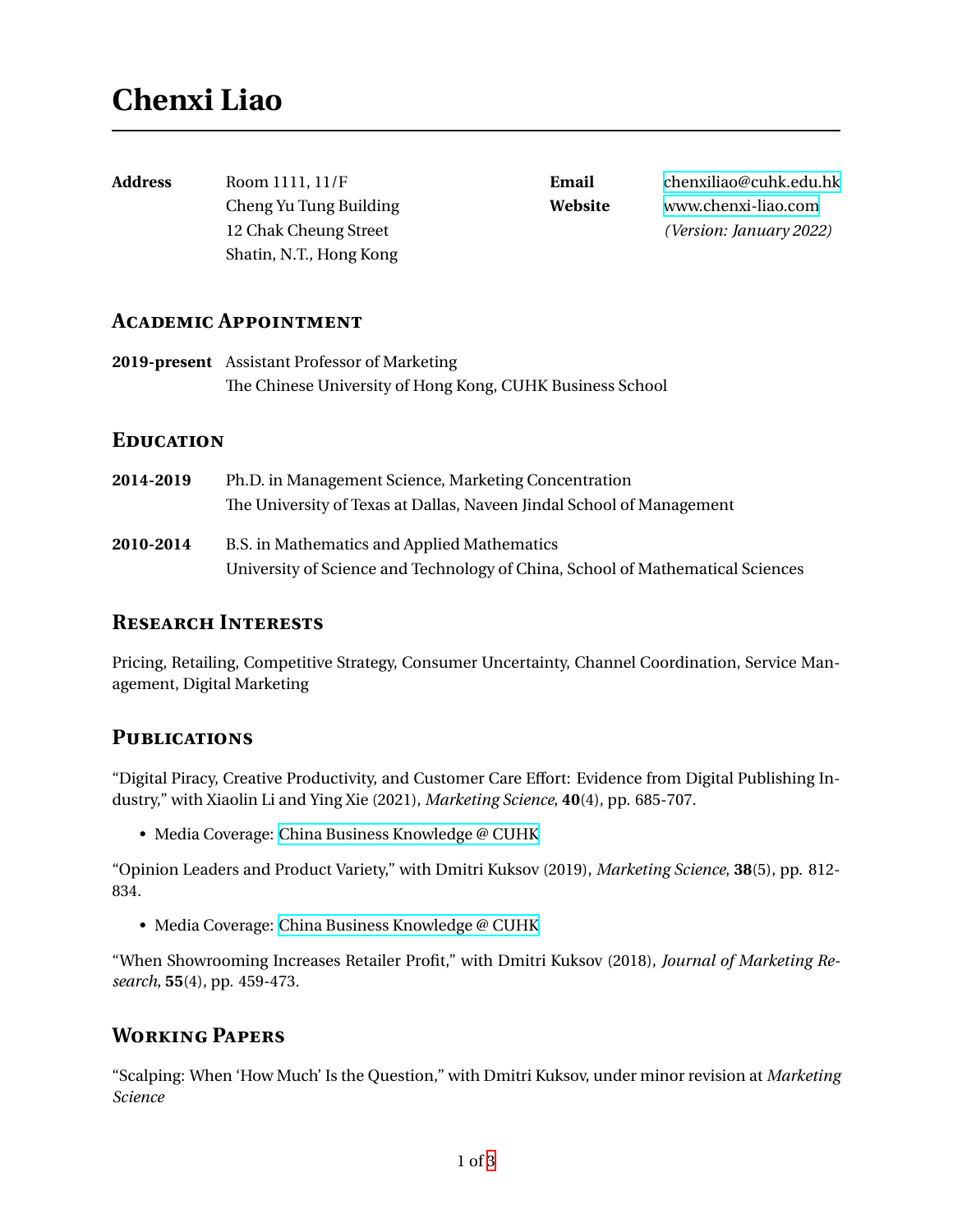# Chenxi Liao

**Address** Room 1111, 11/F
Cheng Yu Tung Building
12 Chak Cheung Street
Shatin, N.T., Hong Kong

**Email** chenxiliao@cuhk.edu.hk
**Website** www.chenxi-liao.com
*(Version: January 2022)*

## Academic Appointment

**2019-present** Assistant Professor of Marketing
The Chinese University of Hong Kong, CUHK Business School

## Education

**2014-2019** Ph.D. in Management Science, Marketing Concentration
The University of Texas at Dallas, Naveen Jindal School of Management

**2010-2014** B.S. in Mathematics and Applied Mathematics
University of Science and Technology of China, School of Mathematical Sciences

## Research Interests

Pricing, Retailing, Competitive Strategy, Consumer Uncertainty, Channel Coordination, Service Management, Digital Marketing

## Publications

"Digital Piracy, Creative Productivity, and Customer Care Effort: Evidence from Digital Publishing Industry," with Xiaolin Li and Ying Xie (2021), *Marketing Science*, **40**(4), pp. 685-707.

- Media Coverage: China Business Knowledge @ CUHK

"Opinion Leaders and Product Variety," with Dmitri Kuksov (2019), *Marketing Science*, **38**(5), pp. 812-834.

- Media Coverage: China Business Knowledge @ CUHK

"When Showrooming Increases Retailer Profit," with Dmitri Kuksov (2018), *Journal of Marketing Research*, **55**(4), pp. 459-473.

## Working Papers

"Scalping: When 'How Much' Is the Question," with Dmitri Kuksov, under minor revision at *Marketing Science*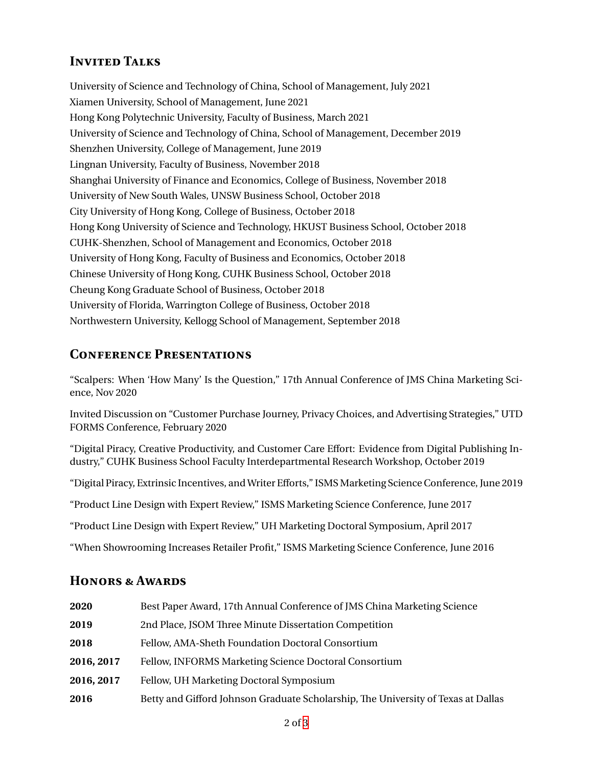## Invited Talks

University of Science and Technology of China, School of Management, July 2021
Xiamen University, School of Management, June 2021
Hong Kong Polytechnic University, Faculty of Business, March 2021
University of Science and Technology of China, School of Management, December 2019
Shenzhen University, College of Management, June 2019
Lingnan University, Faculty of Business, November 2018
Shanghai University of Finance and Economics, College of Business, November 2018
University of New South Wales, UNSW Business School, October 2018
City University of Hong Kong, College of Business, October 2018
Hong Kong University of Science and Technology, HKUST Business School, October 2018
CUHK-Shenzhen, School of Management and Economics, October 2018
University of Hong Kong, Faculty of Business and Economics, October 2018
Chinese University of Hong Kong, CUHK Business School, October 2018
Cheung Kong Graduate School of Business, October 2018
University of Florida, Warrington College of Business, October 2018
Northwestern University, Kellogg School of Management, September 2018

## Conference Presentations

"Scalpers: When 'How Many' Is the Question," 17th Annual Conference of JMS China Marketing Science, Nov 2020

Invited Discussion on "Customer Purchase Journey, Privacy Choices, and Advertising Strategies," UTD FORMS Conference, February 2020

"Digital Piracy, Creative Productivity, and Customer Care Effort: Evidence from Digital Publishing Industry," CUHK Business School Faculty Interdepartmental Research Workshop, October 2019

"Digital Piracy, Extrinsic Incentives, and Writer Efforts," ISMS Marketing Science Conference, June 2019

"Product Line Design with Expert Review," ISMS Marketing Science Conference, June 2017

"Product Line Design with Expert Review," UH Marketing Doctoral Symposium, April 2017

"When Showrooming Increases Retailer Profit," ISMS Marketing Science Conference, June 2016

## Honors & Awards

| | |
|---|---|
| **2020** | Best Paper Award, 17th Annual Conference of JMS China Marketing Science |
| **2019** | 2nd Place, JSOM Three Minute Dissertation Competition |
| **2018** | Fellow, AMA-Sheth Foundation Doctoral Consortium |
| **2016, 2017** | Fellow, INFORMS Marketing Science Doctoral Consortium |
| **2016, 2017** | Fellow, UH Marketing Doctoral Symposium |
| **2016** | Betty and Gifford Johnson Graduate Scholarship, The University of Texas at Dallas |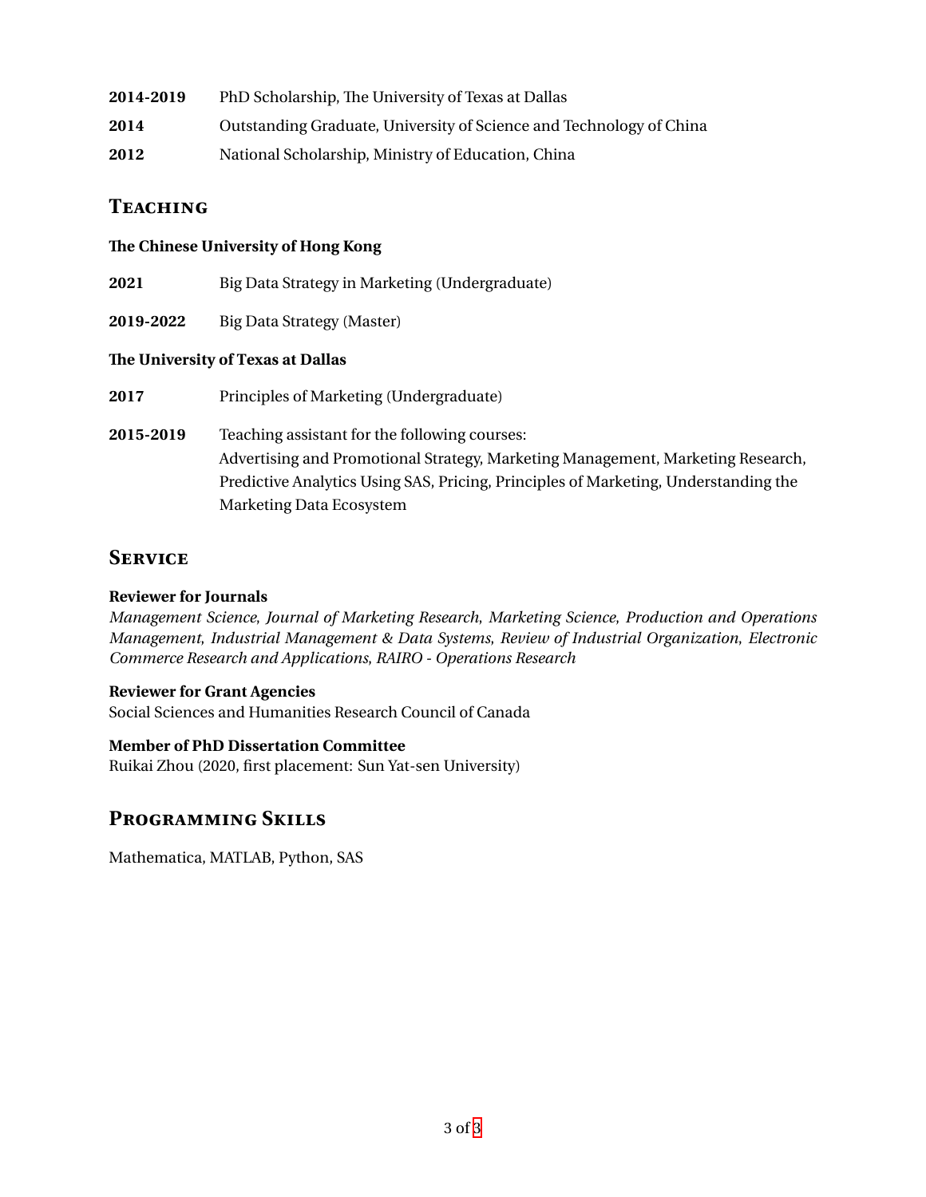**2014-2019** PhD Scholarship, The University of Texas at Dallas

**2014** Outstanding Graduate, University of Science and Technology of China

**2012** National Scholarship, Ministry of Education, China

## Teaching

**The Chinese University of Hong Kong**

**2021** Big Data Strategy in Marketing (Undergraduate)

**2019-2022** Big Data Strategy (Master)

**The University of Texas at Dallas**

**2017** Principles of Marketing (Undergraduate)

**2015-2019** Teaching assistant for the following courses:
Advertising and Promotional Strategy, Marketing Management, Marketing Research, Predictive Analytics Using SAS, Pricing, Principles of Marketing, Understanding the Marketing Data Ecosystem

## Service

**Reviewer for Journals**
*Management Science, Journal of Marketing Research, Marketing Science, Production and Operations Management, Industrial Management & Data Systems, Review of Industrial Organization, Electronic Commerce Research and Applications, RAIRO - Operations Research*

**Reviewer for Grant Agencies**
Social Sciences and Humanities Research Council of Canada

**Member of PhD Dissertation Committee**
Ruikai Zhou (2020, first placement: Sun Yat-sen University)

## Programming Skills

Mathematica, MATLAB, Python, SAS